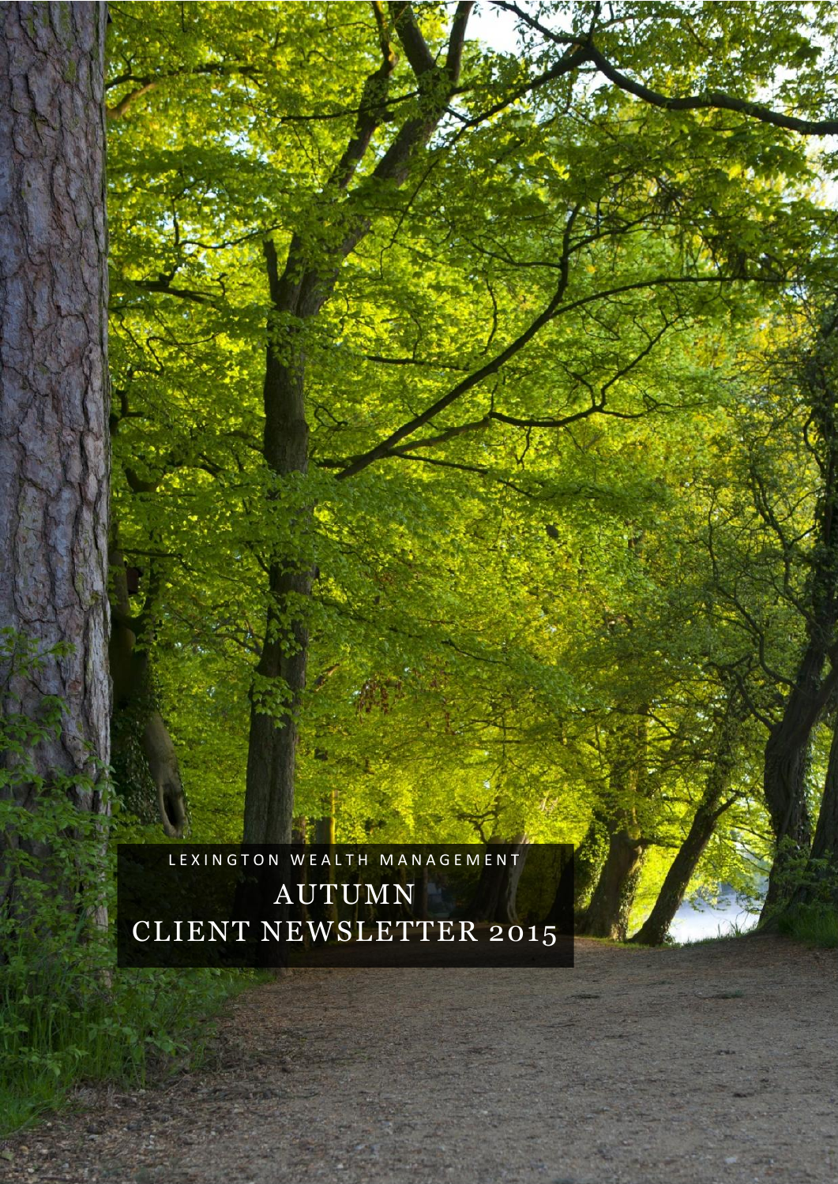LEXINGTON WEALTH MANAGEMENT

# AUTUMN CLIENT NEWSLETTER 2015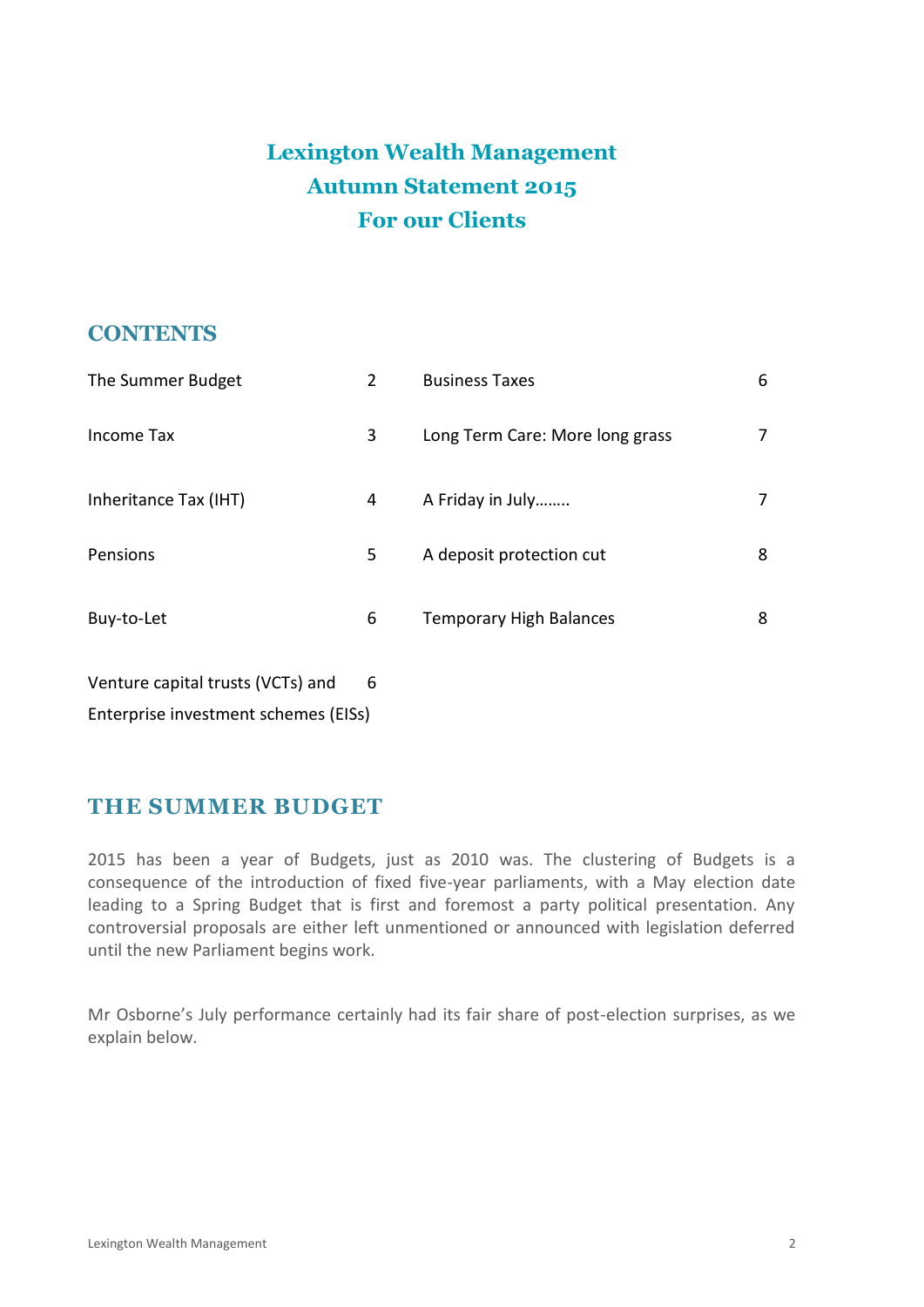# Lexington Wealth Management
# Autumn Statement 2015
# For our Clients

## CONTENTS

| | | | |
|---|---|---|---|
| The Summer Budget | 2 | Business Taxes | 6 |
| Income Tax | 3 | Long Term Care: More long grass | 7 |
| Inheritance Tax (IHT) | 4 | A Friday in July…….. | 7 |
| Pensions | 5 | A deposit protection cut | 8 |
| Buy-to-Let | 6 | Temporary High Balances | 8 |
| Venture capital trusts (VCTs) and Enterprise investment schemes (EISs) | 6 | | |

## THE SUMMER BUDGET

2015 has been a year of Budgets, just as 2010 was. The clustering of Budgets is a consequence of the introduction of fixed five-year parliaments, with a May election date leading to a Spring Budget that is first and foremost a party political presentation. Any controversial proposals are either left unmentioned or announced with legislation deferred until the new Parliament begins work.

Mr Osborne's July performance certainly had its fair share of post-election surprises, as we explain below.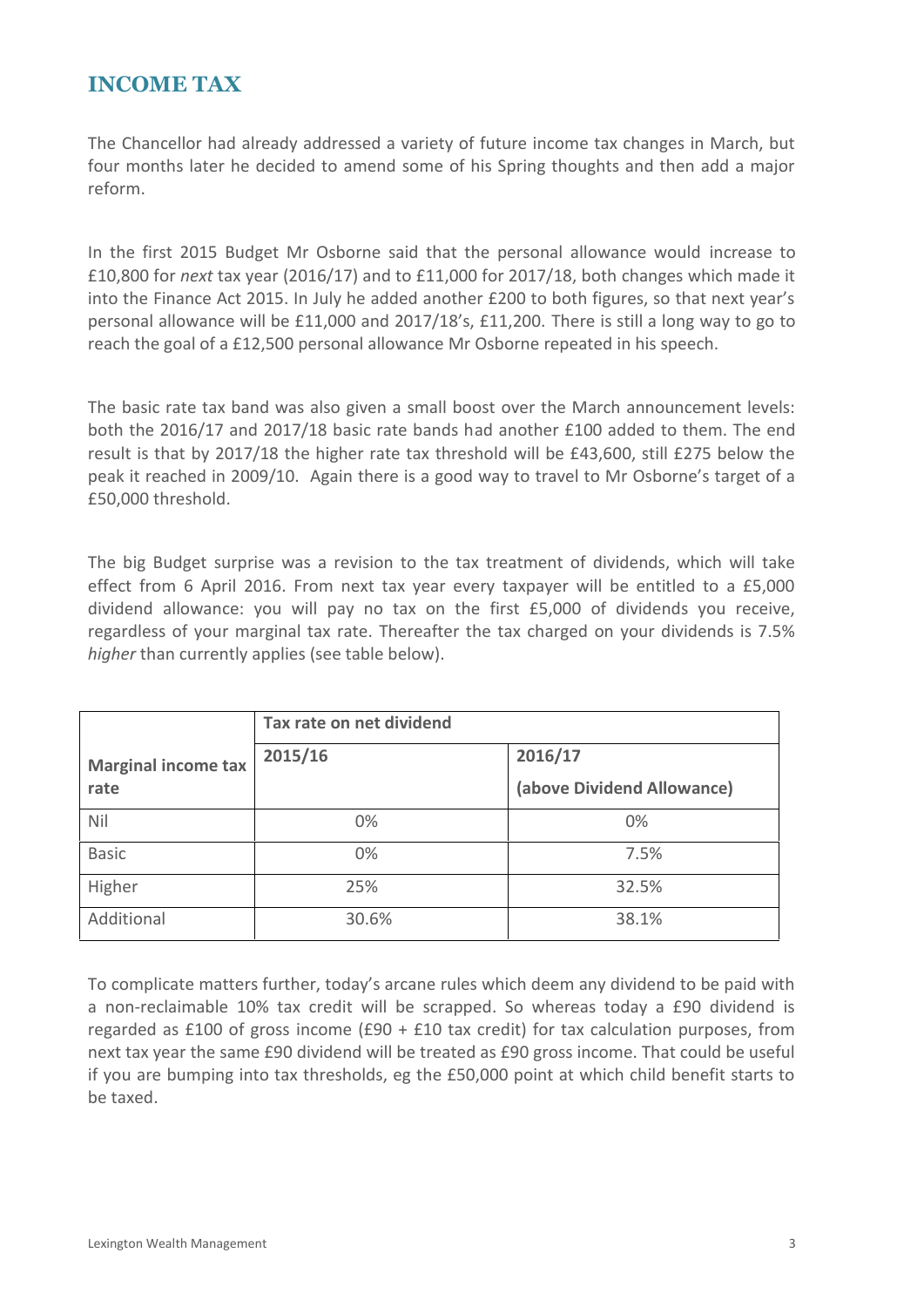## INCOME TAX

The Chancellor had already addressed a variety of future income tax changes in March, but four months later he decided to amend some of his Spring thoughts and then add a major reform.

In the first 2015 Budget Mr Osborne said that the personal allowance would increase to £10,800 for *next* tax year (2016/17) and to £11,000 for 2017/18, both changes which made it into the Finance Act 2015. In July he added another £200 to both figures, so that next year's personal allowance will be £11,000 and 2017/18's, £11,200. There is still a long way to go to reach the goal of a £12,500 personal allowance Mr Osborne repeated in his speech.

The basic rate tax band was also given a small boost over the March announcement levels: both the 2016/17 and 2017/18 basic rate bands had another £100 added to them. The end result is that by 2017/18 the higher rate tax threshold will be £43,600, still £275 below the peak it reached in 2009/10. Again there is a good way to travel to Mr Osborne's target of a £50,000 threshold.

The big Budget surprise was a revision to the tax treatment of dividends, which will take effect from 6 April 2016. From next tax year every taxpayer will be entitled to a £5,000 dividend allowance: you will pay no tax on the first £5,000 of dividends you receive, regardless of your marginal tax rate. Thereafter the tax charged on your dividends is 7.5% *higher* than currently applies (see table below).

| Marginal income tax rate | Tax rate on net dividend | |
|---|---|---|
| | **2015/16** | **2016/17 (above Dividend Allowance)** |
| Nil | 0% | 0% |
| Basic | 0% | 7.5% |
| Higher | 25% | 32.5% |
| Additional | 30.6% | 38.1% |

To complicate matters further, today's arcane rules which deem any dividend to be paid with a non-reclaimable 10% tax credit will be scrapped. So whereas today a £90 dividend is regarded as £100 of gross income (£90 + £10 tax credit) for tax calculation purposes, from next tax year the same £90 dividend will be treated as £90 gross income. That could be useful if you are bumping into tax thresholds, eg the £50,000 point at which child benefit starts to be taxed.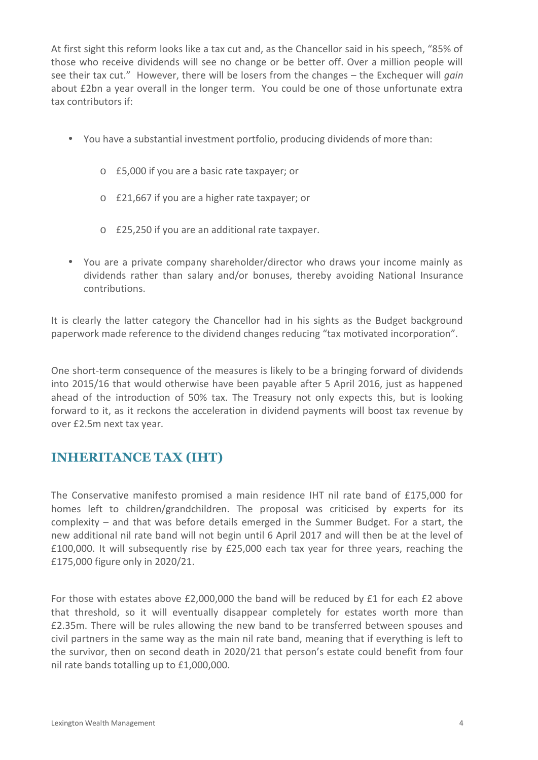At first sight this reform looks like a tax cut and, as the Chancellor said in his speech, "85% of those who receive dividends will see no change or be better off. Over a million people will see their tax cut." However, there will be losers from the changes – the Exchequer will *gain* about £2bn a year overall in the longer term. You could be one of those unfortunate extra tax contributors if:

- You have a substantial investment portfolio, producing dividends of more than:
  - £5,000 if you are a basic rate taxpayer; or
  - £21,667 if you are a higher rate taxpayer; or
  - £25,250 if you are an additional rate taxpayer.
- You are a private company shareholder/director who draws your income mainly as dividends rather than salary and/or bonuses, thereby avoiding National Insurance contributions.

It is clearly the latter category the Chancellor had in his sights as the Budget background paperwork made reference to the dividend changes reducing "tax motivated incorporation".

One short-term consequence of the measures is likely to be a bringing forward of dividends into 2015/16 that would otherwise have been payable after 5 April 2016, just as happened ahead of the introduction of 50% tax. The Treasury not only expects this, but is looking forward to it, as it reckons the acceleration in dividend payments will boost tax revenue by over £2.5m next tax year.

## INHERITANCE TAX (IHT)

The Conservative manifesto promised a main residence IHT nil rate band of £175,000 for homes left to children/grandchildren. The proposal was criticised by experts for its complexity – and that was before details emerged in the Summer Budget. For a start, the new additional nil rate band will not begin until 6 April 2017 and will then be at the level of £100,000. It will subsequently rise by £25,000 each tax year for three years, reaching the £175,000 figure only in 2020/21.

For those with estates above £2,000,000 the band will be reduced by £1 for each £2 above that threshold, so it will eventually disappear completely for estates worth more than £2.35m. There will be rules allowing the new band to be transferred between spouses and civil partners in the same way as the main nil rate band, meaning that if everything is left to the survivor, then on second death in 2020/21 that person's estate could benefit from four nil rate bands totalling up to £1,000,000.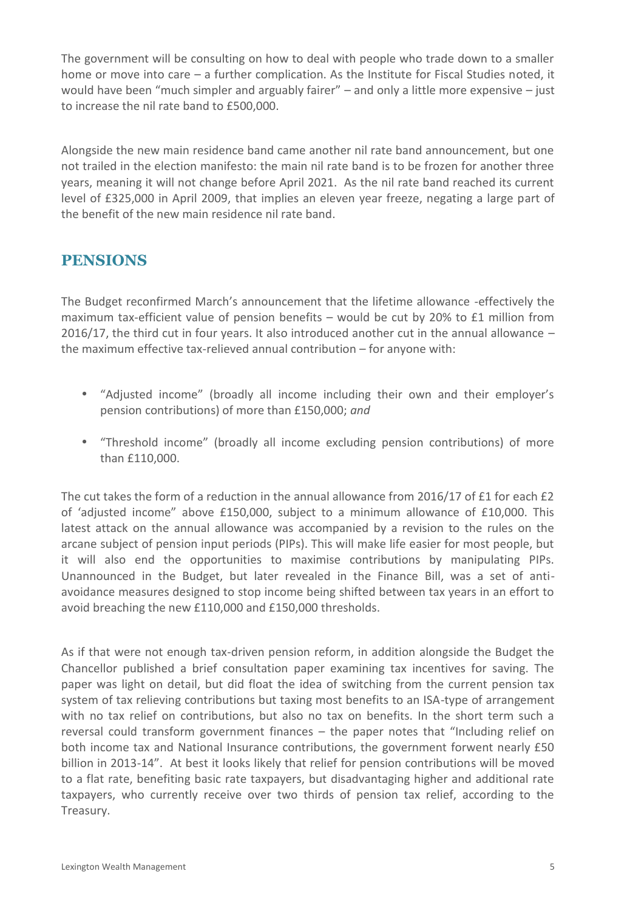The government will be consulting on how to deal with people who trade down to a smaller home or move into care – a further complication. As the Institute for Fiscal Studies noted, it would have been "much simpler and arguably fairer" – and only a little more expensive – just to increase the nil rate band to £500,000.

Alongside the new main residence band came another nil rate band announcement, but one not trailed in the election manifesto: the main nil rate band is to be frozen for another three years, meaning it will not change before April 2021. As the nil rate band reached its current level of £325,000 in April 2009, that implies an eleven year freeze, negating a large part of the benefit of the new main residence nil rate band.

## PENSIONS

The Budget reconfirmed March's announcement that the lifetime allowance -effectively the maximum tax-efficient value of pension benefits – would be cut by 20% to £1 million from 2016/17, the third cut in four years. It also introduced another cut in the annual allowance – the maximum effective tax-relieved annual contribution – for anyone with:

- "Adjusted income" (broadly all income including their own and their employer's pension contributions) of more than £150,000; *and*
- "Threshold income" (broadly all income excluding pension contributions) of more than £110,000.

The cut takes the form of a reduction in the annual allowance from 2016/17 of £1 for each £2 of 'adjusted income" above £150,000, subject to a minimum allowance of £10,000. This latest attack on the annual allowance was accompanied by a revision to the rules on the arcane subject of pension input periods (PIPs). This will make life easier for most people, but it will also end the opportunities to maximise contributions by manipulating PIPs. Unannounced in the Budget, but later revealed in the Finance Bill, was a set of anti-avoidance measures designed to stop income being shifted between tax years in an effort to avoid breaching the new £110,000 and £150,000 thresholds.

As if that were not enough tax-driven pension reform, in addition alongside the Budget the Chancellor published a brief consultation paper examining tax incentives for saving. The paper was light on detail, but did float the idea of switching from the current pension tax system of tax relieving contributions but taxing most benefits to an ISA-type of arrangement with no tax relief on contributions, but also no tax on benefits. In the short term such a reversal could transform government finances – the paper notes that "Including relief on both income tax and National Insurance contributions, the government forwent nearly £50 billion in 2013-14". At best it looks likely that relief for pension contributions will be moved to a flat rate, benefiting basic rate taxpayers, but disadvantaging higher and additional rate taxpayers, who currently receive over two thirds of pension tax relief, according to the Treasury.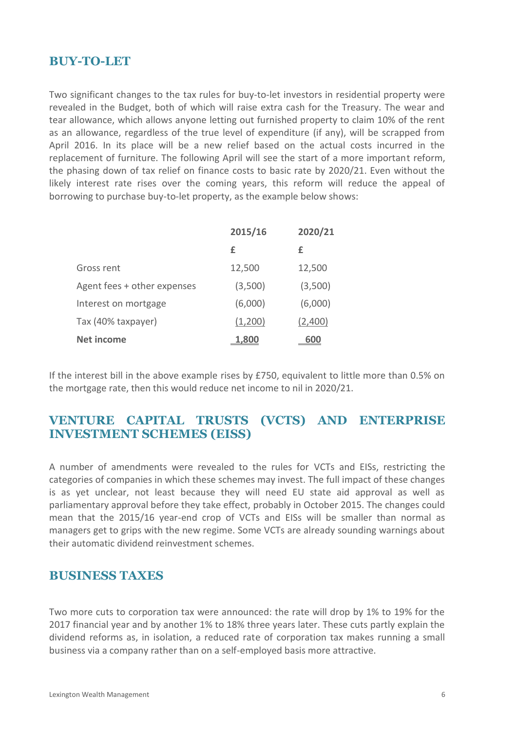## BUY-TO-LET

Two significant changes to the tax rules for buy-to-let investors in residential property were revealed in the Budget, both of which will raise extra cash for the Treasury. The wear and tear allowance, which allows anyone letting out furnished property to claim 10% of the rent as an allowance, regardless of the true level of expenditure (if any), will be scrapped from April 2016. In its place will be a new relief based on the actual costs incurred in the replacement of furniture. The following April will see the start of a more important reform, the phasing down of tax relief on finance costs to basic rate by 2020/21. Even without the likely interest rate rises over the coming years, this reform will reduce the appeal of borrowing to purchase buy-to-let property, as the example below shows:

| | 2015/16 | 2020/21 |
|---|---|---|
| | £ | £ |
| Gross rent | 12,500 | 12,500 |
| Agent fees + other expenses | (3,500) | (3,500) |
| Interest on mortgage | (6,000) | (6,000) |
| Tax (40% taxpayer) | (1,200) | (2,400) |
| **Net income** | **1,800** | **600** |

If the interest bill in the above example rises by £750, equivalent to little more than 0.5% on the mortgage rate, then this would reduce net income to nil in 2020/21.

## VENTURE CAPITAL TRUSTS (VCTS) AND ENTERPRISE INVESTMENT SCHEMES (EISS)

A number of amendments were revealed to the rules for VCTs and EISs, restricting the categories of companies in which these schemes may invest. The full impact of these changes is as yet unclear, not least because they will need EU state aid approval as well as parliamentary approval before they take effect, probably in October 2015. The changes could mean that the 2015/16 year-end crop of VCTs and EISs will be smaller than normal as managers get to grips with the new regime. Some VCTs are already sounding warnings about their automatic dividend reinvestment schemes.

## BUSINESS TAXES

Two more cuts to corporation tax were announced: the rate will drop by 1% to 19% for the 2017 financial year and by another 1% to 18% three years later. These cuts partly explain the dividend reforms as, in isolation, a reduced rate of corporation tax makes running a small business via a company rather than on a self-employed basis more attractive.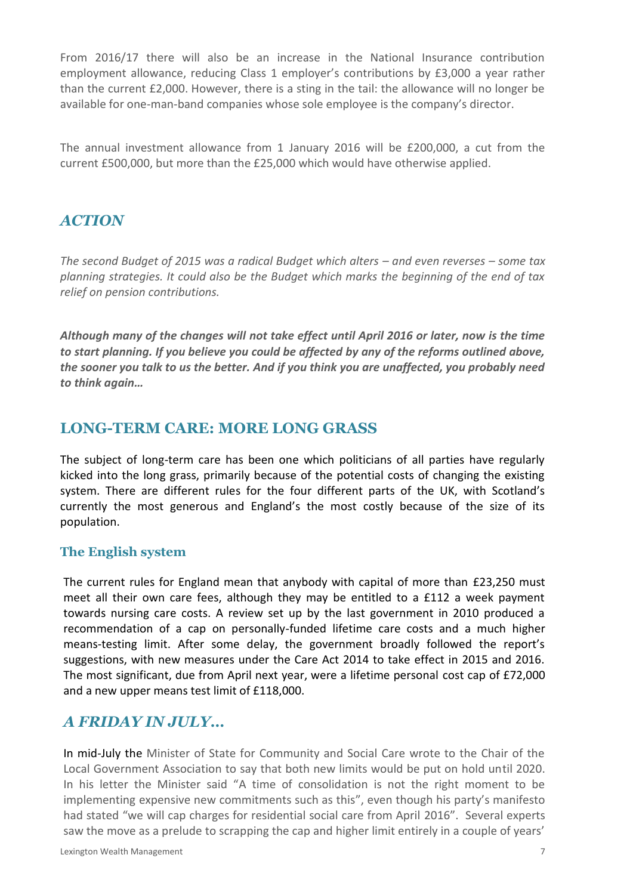From 2016/17 there will also be an increase in the National Insurance contribution employment allowance, reducing Class 1 employer's contributions by £3,000 a year rather than the current £2,000. However, there is a sting in the tail: the allowance will no longer be available for one-man-band companies whose sole employee is the company's director.

The annual investment allowance from 1 January 2016 will be £200,000, a cut from the current £500,000, but more than the £25,000 which would have otherwise applied.

## *ACTION*

*The second Budget of 2015 was a radical Budget which alters – and even reverses – some tax planning strategies. It could also be the Budget which marks the beginning of the end of tax relief on pension contributions.*

***Although many of the changes will not take effect until April 2016 or later, now is the time to start planning. If you believe you could be affected by any of the reforms outlined above, the sooner you talk to us the better. And if you think you are unaffected, you probably need to think again…***

## LONG-TERM CARE: MORE LONG GRASS

The subject of long-term care has been one which politicians of all parties have regularly kicked into the long grass, primarily because of the potential costs of changing the existing system. There are different rules for the four different parts of the UK, with Scotland's currently the most generous and England's the most costly because of the size of its population.

### The English system

The current rules for England mean that anybody with capital of more than £23,250 must meet all their own care fees, although they may be entitled to a £112 a week payment towards nursing care costs. A review set up by the last government in 2010 produced a recommendation of a cap on personally-funded lifetime care costs and a much higher means-testing limit. After some delay, the government broadly followed the report's suggestions, with new measures under the Care Act 2014 to take effect in 2015 and 2016. The most significant, due from April next year, were a lifetime personal cost cap of £72,000 and a new upper means test limit of £118,000.

## *A FRIDAY IN JULY…*

In mid-July the Minister of State for Community and Social Care wrote to the Chair of the Local Government Association to say that both new limits would be put on hold until 2020. In his letter the Minister said "A time of consolidation is not the right moment to be implementing expensive new commitments such as this", even though his party's manifesto had stated "we will cap charges for residential social care from April 2016". Several experts saw the move as a prelude to scrapping the cap and higher limit entirely in a couple of years'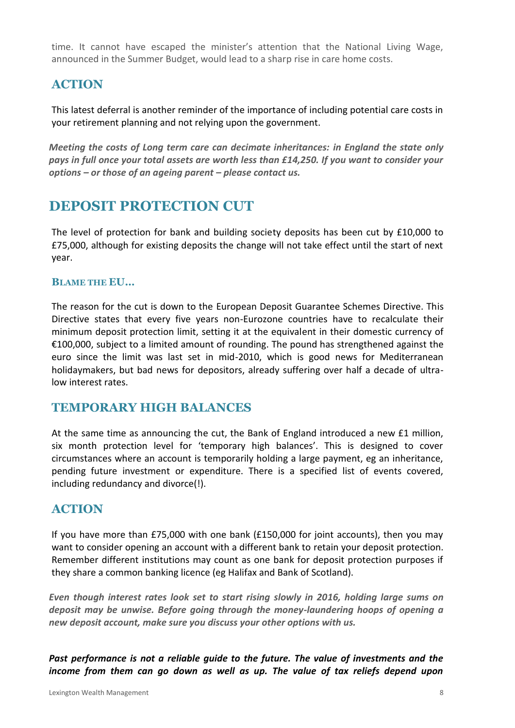time. It cannot have escaped the minister's attention that the National Living Wage, announced in the Summer Budget, would lead to a sharp rise in care home costs.

### ACTION

This latest deferral is another reminder of the importance of including potential care costs in your retirement planning and not relying upon the government.

***Meeting the costs of Long term care can decimate inheritances: in England the state only pays in full once your total assets are worth less than £14,250. If you want to consider your options – or those of an ageing parent – please contact us.***

## DEPOSIT PROTECTION CUT

The level of protection for bank and building society deposits has been cut by £10,000 to £75,000, although for existing deposits the change will not take effect until the start of next year.

#### BLAME THE EU…

The reason for the cut is down to the European Deposit Guarantee Schemes Directive. This Directive states that every five years non-Eurozone countries have to recalculate their minimum deposit protection limit, setting it at the equivalent in their domestic currency of €100,000, subject to a limited amount of rounding. The pound has strengthened against the euro since the limit was last set in mid-2010, which is good news for Mediterranean holidaymakers, but bad news for depositors, already suffering over half a decade of ultra-low interest rates.

### TEMPORARY HIGH BALANCES

At the same time as announcing the cut, the Bank of England introduced a new £1 million, six month protection level for 'temporary high balances'. This is designed to cover circumstances where an account is temporarily holding a large payment, eg an inheritance, pending future investment or expenditure. There is a specified list of events covered, including redundancy and divorce(!).

### ACTION

If you have more than £75,000 with one bank (£150,000 for joint accounts), then you may want to consider opening an account with a different bank to retain your deposit protection. Remember different institutions may count as one bank for deposit protection purposes if they share a common banking licence (eg Halifax and Bank of Scotland).

***Even though interest rates look set to start rising slowly in 2016, holding large sums on deposit may be unwise. Before going through the money-laundering hoops of opening a new deposit account, make sure you discuss your other options with us.***

***Past performance is not a reliable guide to the future. The value of investments and the income from them can go down as well as up. The value of tax reliefs depend upon***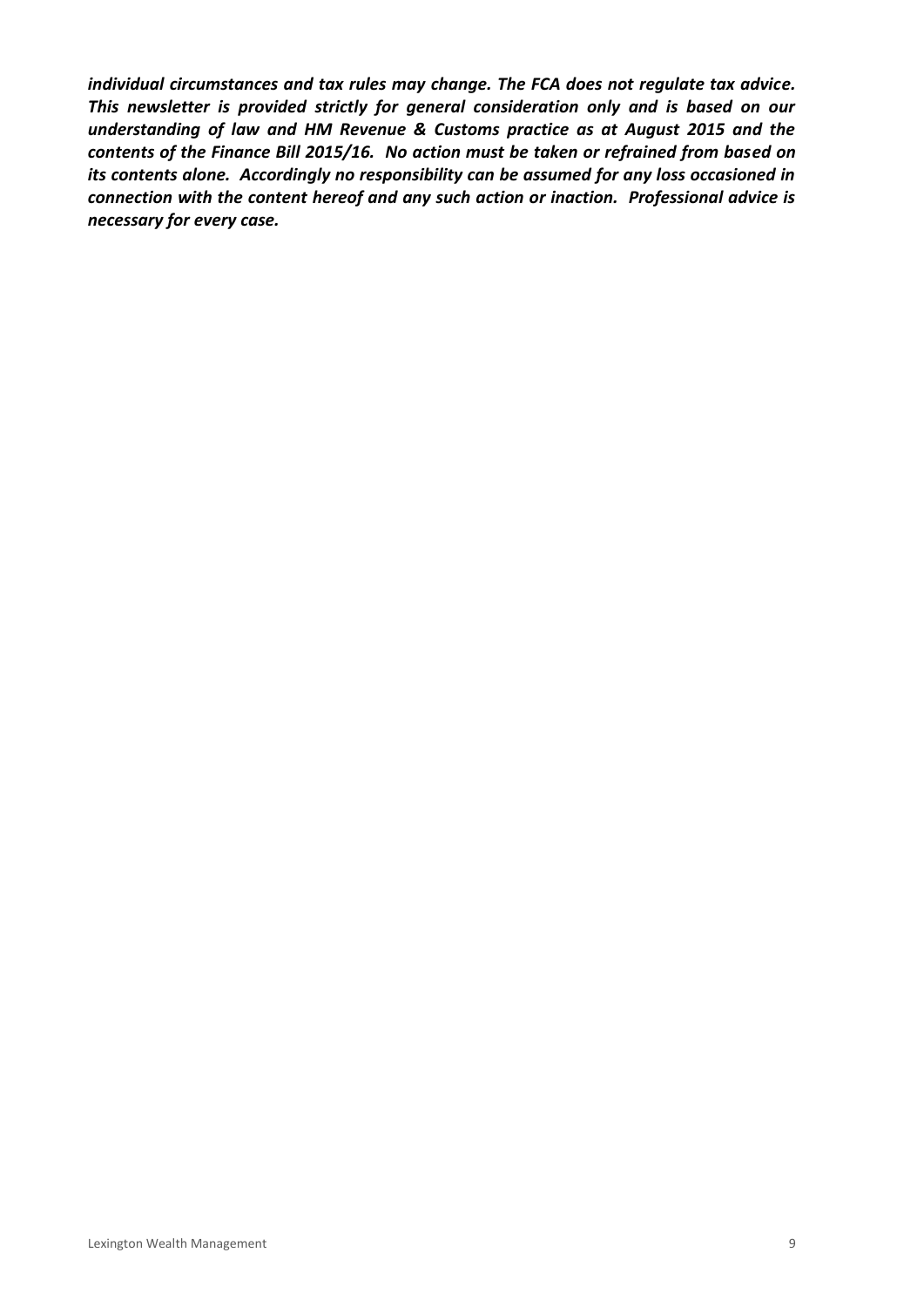***individual circumstances and tax rules may change. The FCA does not regulate tax advice. This newsletter is provided strictly for general consideration only and is based on our understanding of law and HM Revenue & Customs practice as at August 2015 and the contents of the Finance Bill 2015/16. No action must be taken or refrained from based on its contents alone. Accordingly no responsibility can be assumed for any loss occasioned in connection with the content hereof and any such action or inaction. Professional advice is necessary for every case.***